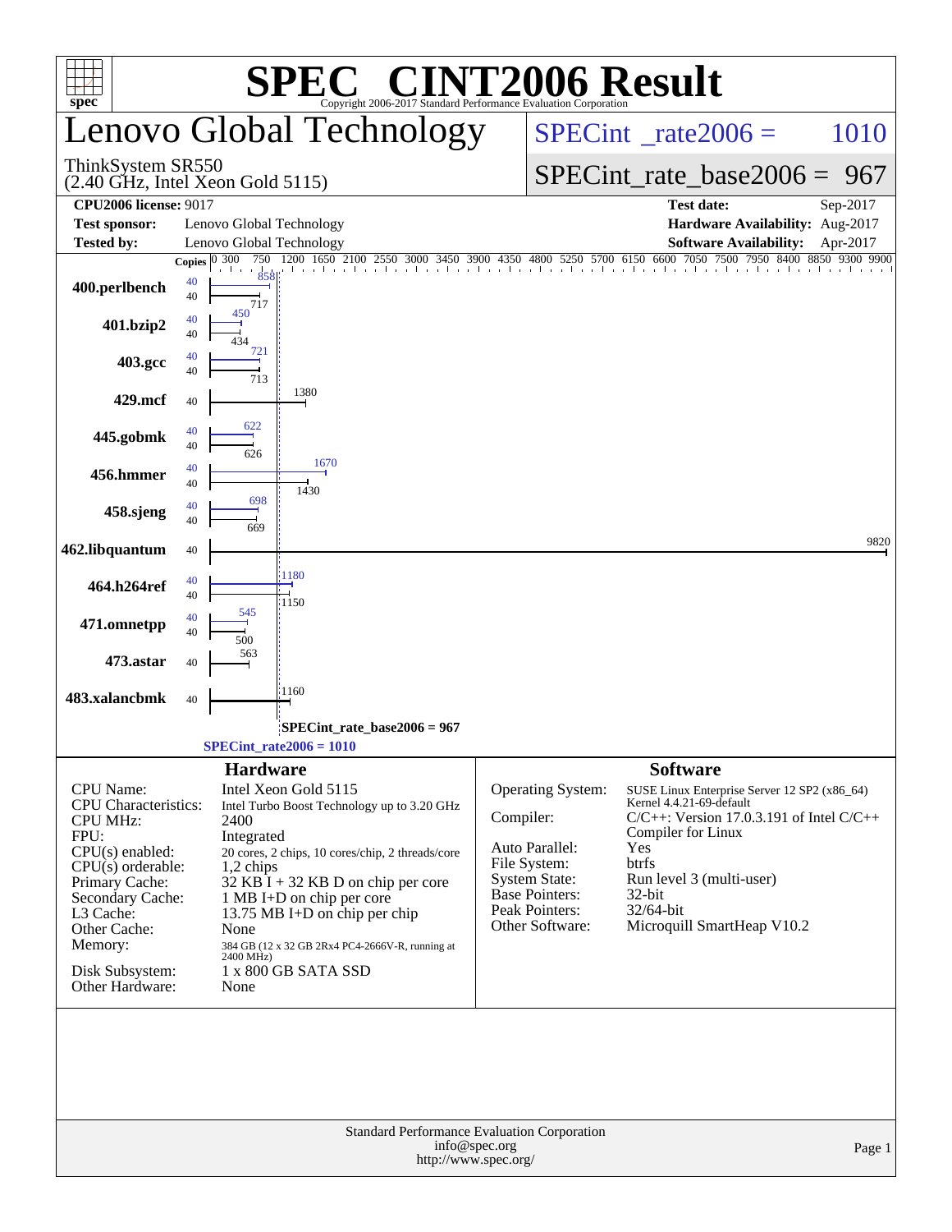# SPEC® CINT2006 Result

Copyright 2006-2017 Standard Performance Evaluation Corporation

## Lenovo Global Technology

ThinkSystem SR550
(2.40 GHz, Intel Xeon Gold 5115)

SPECint_rate2006 = 1010

SPECint_rate_base2006 = 967

| | | | |
|---|---|---|---|
| **CPU2006 license:** 9017 | | **Test date:** | Sep-2017 |
| **Test sponsor:** | Lenovo Global Technology | **Hardware Availability:** | Aug-2017 |
| **Tested by:** | Lenovo Global Technology | **Software Availability:** | Apr-2017 |

| Benchmark | Copies (peak) | Peak | Copies (base) | Base |
|---|---|---|---|---|
| 400.perlbench | 40 | 858 | 40 | 717 |
| 401.bzip2 | 40 | 450 | 40 | 434 |
| 403.gcc | 40 | 721 | 40 | 713 |
| 429.mcf | | | 40 | 1380 |
| 445.gobmk | 40 | 622 | 40 | 626 |
| 456.hmmer | 40 | 1670 | 40 | 1430 |
| 458.sjeng | 40 | 698 | 40 | 669 |
| 462.libquantum | | | 40 | 9820 |
| 464.h264ref | 40 | 1180 | 40 | 1150 |
| 471.omnetpp | 40 | 545 | 40 | 500 |
| 473.astar | | | 40 | 563 |
| 483.xalancbmk | | | 40 | 1160 |

SPECint_rate_base2006 = 967

SPECint_rate2006 = 1010

### Hardware

| | |
|---|---|
| CPU Name: | Intel Xeon Gold 5115 |
| CPU Characteristics: | Intel Turbo Boost Technology up to 3.20 GHz |
| CPU MHz: | 2400 |
| FPU: | Integrated |
| CPU(s) enabled: | 20 cores, 2 chips, 10 cores/chip, 2 threads/core |
| CPU(s) orderable: | 1,2 chips |
| Primary Cache: | 32 KB I + 32 KB D on chip per core |
| Secondary Cache: | 1 MB I+D on chip per core |
| L3 Cache: | 13.75 MB I+D on chip per chip |
| Other Cache: | None |
| Memory: | 384 GB (12 x 32 GB 2Rx4 PC4-2666V-R, running at 2400 MHz) |
| Disk Subsystem: | 1 x 800 GB SATA SSD |
| Other Hardware: | None |

### Software

| | |
|---|---|
| Operating System: | SUSE Linux Enterprise Server 12 SP2 (x86_64) Kernel 4.4.21-69-default |
| Compiler: | C/C++: Version 17.0.3.191 of Intel C/C++ Compiler for Linux |
| Auto Parallel: | Yes |
| File System: | btrfs |
| System State: | Run level 3 (multi-user) |
| Base Pointers: | 32-bit |
| Peak Pointers: | 32/64-bit |
| Other Software: | Microquill SmartHeap V10.2 |

Standard Performance Evaluation Corporation
info@spec.org
http://www.spec.org/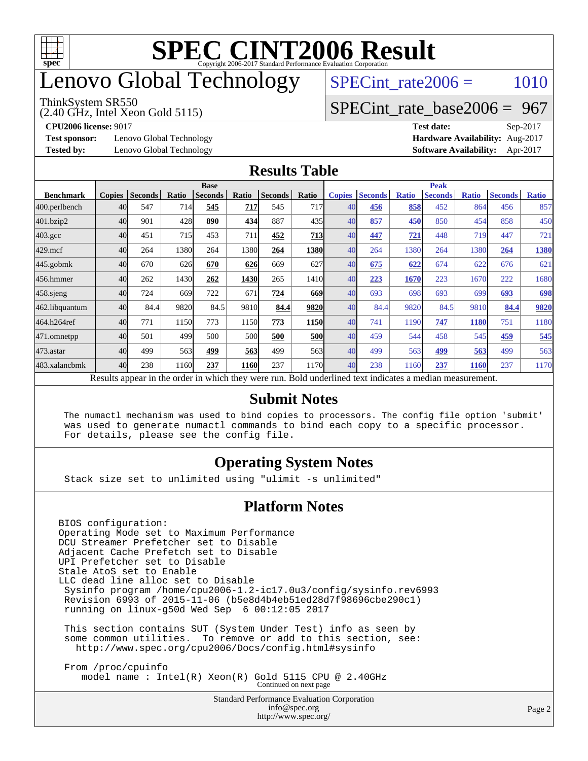# SPEC CINT2006 Result

Copyright 2006-2017 Standard Performance Evaluation Corporation

# Lenovo Global Technology

ThinkSystem SR550
(2.40 GHz, Intel Xeon Gold 5115)

SPECint_rate2006 = 1010

SPECint_rate_base2006 = 967

**CPU2006 license:** 9017
**Test sponsor:** Lenovo Global Technology
**Tested by:** Lenovo Global Technology

**Test date:** Sep-2017
**Hardware Availability:** Aug-2017
**Software Availability:** Apr-2017

## Results Table

| Benchmark | Base | | | | | | | Peak | | | | | | |
|---|---|---|---|---|---|---|---|---|---|---|---|---|---|---|
| | Copies | Seconds | Ratio | Seconds | Ratio | Seconds | Ratio | Copies | Seconds | Ratio | Seconds | Ratio | Seconds | Ratio |
| 400.perlbench | 40 | 547 | 714 | **545** | **717** | 545 | 717 | 40 | **456** | **858** | 452 | 864 | 456 | 857 |
| 401.bzip2 | 40 | 901 | 428 | **890** | **434** | 887 | 435 | 40 | **857** | **450** | 850 | 454 | 858 | 450 |
| 403.gcc | 40 | 451 | 715 | 453 | 711 | **452** | **713** | 40 | **447** | **721** | 448 | 719 | 447 | 721 |
| 429.mcf | 40 | 264 | 1380 | 264 | 1380 | **264** | **1380** | 40 | 264 | 1380 | 264 | 1380 | **264** | **1380** |
| 445.gobmk | 40 | 670 | 626 | **670** | **626** | 669 | 627 | 40 | **675** | **622** | 674 | 622 | 676 | 621 |
| 456.hmmer | 40 | 262 | 1430 | **262** | **1430** | 265 | 1410 | 40 | **223** | **1670** | 223 | 1670 | 222 | 1680 |
| 458.sjeng | 40 | 724 | 669 | 722 | 671 | **724** | **669** | 40 | 693 | 698 | 693 | 699 | **693** | **698** |
| 462.libquantum | 40 | 84.4 | 9820 | 84.5 | 9810 | **84.4** | **9820** | 40 | 84.4 | 9820 | 84.5 | 9810 | **84.4** | **9820** |
| 464.h264ref | 40 | 771 | 1150 | 773 | 1150 | **773** | **1150** | 40 | 741 | 1190 | **747** | **1180** | 751 | 1180 |
| 471.omnetpp | 40 | 501 | 499 | 500 | 500 | **500** | **500** | 40 | 459 | 544 | 458 | 545 | **459** | **545** |
| 473.astar | 40 | 499 | 563 | **499** | **563** | 499 | 563 | 40 | 499 | 563 | **499** | **563** | 499 | 563 |
| 483.xalancbmk | 40 | 238 | 1160 | **237** | **1160** | 237 | 1170 | 40 | 238 | 1160 | **237** | **1160** | 237 | 1170 |

Results appear in the order in which they were run. Bold underlined text indicates a median measurement.

## Submit Notes

```
The numactl mechanism was used to bind copies to processors. The config file option 'submit'
was used to generate numactl commands to bind each copy to a specific processor.
For details, please see the config file.
```

## Operating System Notes

```
Stack size set to unlimited using "ulimit -s unlimited"
```

## Platform Notes

```
BIOS configuration:
Operating Mode set to Maximum Performance
DCU Streamer Prefetcher set to Disable
Adjacent Cache Prefetch set to Disable
UPI Prefetcher set to Disable
Stale AtoS set to Enable
LLC dead line alloc set to Disable
 Sysinfo program /home/cpu2006-1.2-ic17.0u3/config/sysinfo.rev6993
 Revision 6993 of 2015-11-06 (b5e8d4b4eb51ed28d7f98696cbe290c1)
 running on linux-g50d Wed Sep  6 00:12:05 2017

 This section contains SUT (System Under Test) info as seen by
 some common utilities.  To remove or add to this section, see:
   http://www.spec.org/cpu2006/Docs/config.html#sysinfo

 From /proc/cpuinfo
    model name : Intel(R) Xeon(R) Gold 5115 CPU @ 2.40GHz
```

Continued on next page

Standard Performance Evaluation Corporation
info@spec.org
http://www.spec.org/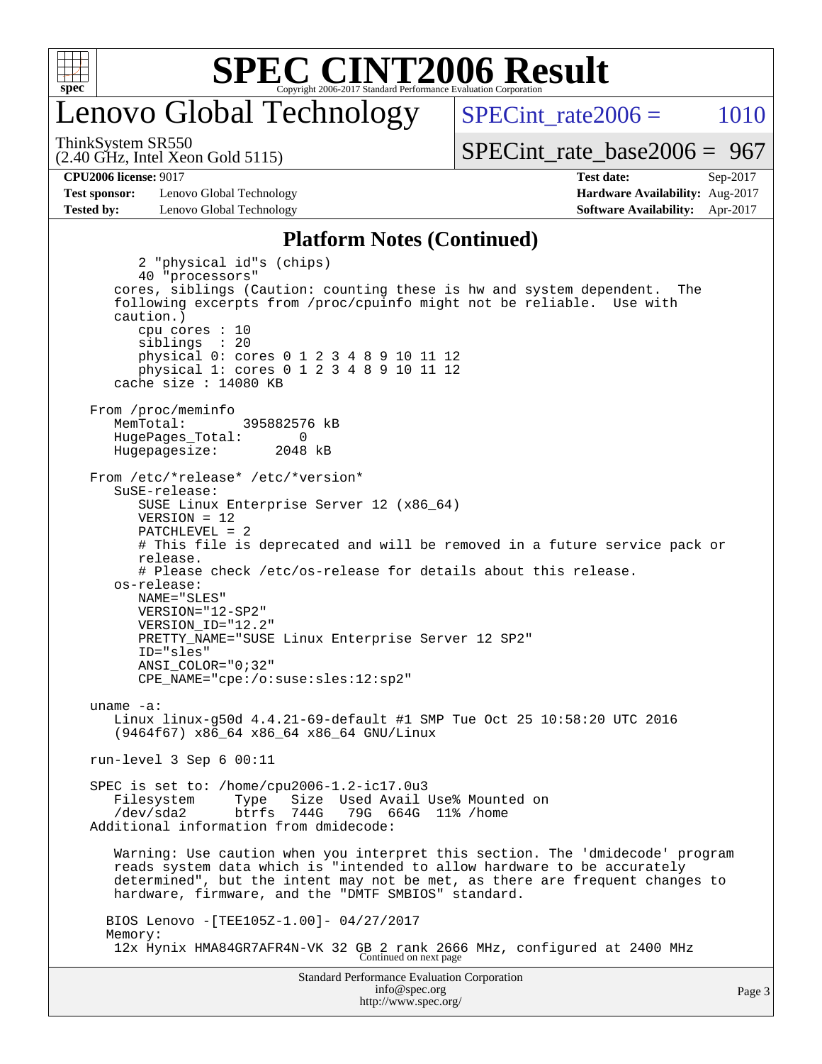## Platform Notes (Continued)

```
        2 "physical id"s (chips)
        40 "processors"
    cores, siblings (Caution: counting these is hw and system dependent.  The
    following excerpts from /proc/cpuinfo might not be reliable.  Use with
    caution.)
        cpu cores : 10
        siblings  : 20
        physical 0: cores 0 1 2 3 4 8 9 10 11 12
        physical 1: cores 0 1 2 3 4 8 9 10 11 12
    cache size : 14080 KB

 From /proc/meminfo
    MemTotal:       395882576 kB
    HugePages_Total:        0
    Hugepagesize:        2048 kB

 From /etc/*release* /etc/*version*
    SuSE-release:
        SUSE Linux Enterprise Server 12 (x86_64)
        VERSION = 12
        PATCHLEVEL = 2
        # This file is deprecated and will be removed in a future service pack or
        release.
        # Please check /etc/os-release for details about this release.
    os-release:
        NAME="SLES"
        VERSION="12-SP2"
        VERSION_ID="12.2"
        PRETTY_NAME="SUSE Linux Enterprise Server 12 SP2"
        ID="sles"
        ANSI_COLOR="0;32"
        CPE_NAME="cpe:/o:suse:sles:12:sp2"

 uname -a:
    Linux linux-g50d 4.4.21-69-default #1 SMP Tue Oct 25 10:58:20 UTC 2016
    (9464f67) x86_64 x86_64 x86_64 GNU/Linux

 run-level 3 Sep 6 00:11

 SPEC is set to: /home/cpu2006-1.2-ic17.0u3
    Filesystem     Type   Size  Used Avail Use% Mounted on
    /dev/sda2      btrfs  744G   79G  664G  11% /home
 Additional information from dmidecode:

    Warning: Use caution when you interpret this section. The 'dmidecode' program
    reads system data which is "intended to allow hardware to be accurately
    determined", but the intent may not be met, as there are frequent changes to
    hardware, firmware, and the "DMTF SMBIOS" standard.

   BIOS Lenovo -[TEE105Z-1.00]- 04/27/2017
   Memory:
    12x Hynix HMA84GR7AFR4N-VK 32 GB 2 rank 2666 MHz, configured at 2400 MHz
```

Continued on next page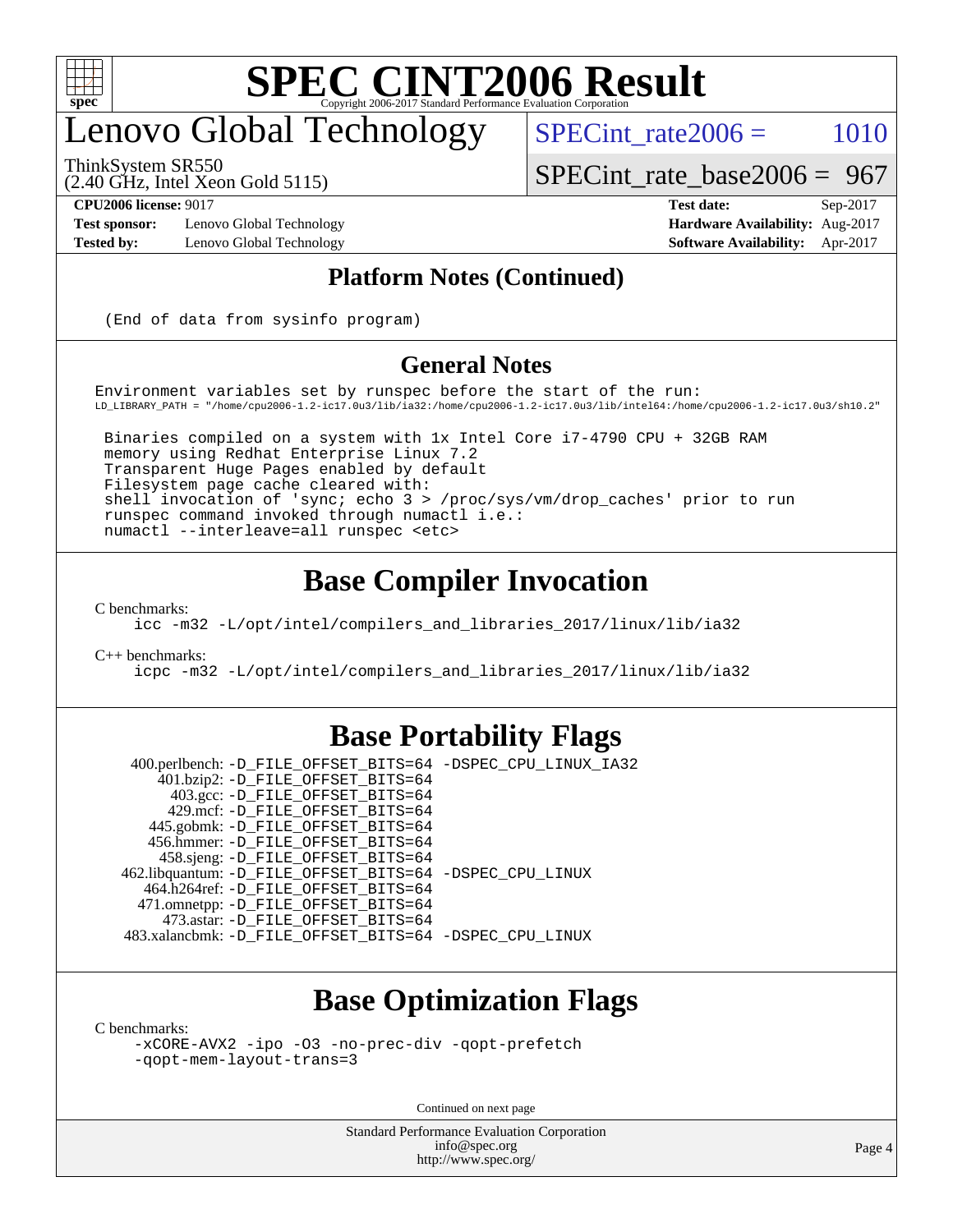# SPEC CINT2006 Result

Copyright 2006-2017 Standard Performance Evaluation Corporation

## Lenovo Global Technology

ThinkSystem SR550
(2.40 GHz, Intel Xeon Gold 5115)

SPECint_rate2006 = 1010

SPECint_rate_base2006 = 967

**CPU2006 license:** 9017
**Test sponsor:** Lenovo Global Technology
**Tested by:** Lenovo Global Technology

**Test date:** Sep-2017
**Hardware Availability:** Aug-2017
**Software Availability:** Apr-2017

## Platform Notes (Continued)

```
(End of data from sysinfo program)
```

## General Notes

```
Environment variables set by runspec before the start of the run:
LD_LIBRARY_PATH = "/home/cpu2006-1.2-ic17.0u3/lib/ia32:/home/cpu2006-1.2-ic17.0u3/lib/intel64:/home/cpu2006-1.2-ic17.0u3/sh10.2"

 Binaries compiled on a system with 1x Intel Core i7-4790 CPU + 32GB RAM
 memory using Redhat Enterprise Linux 7.2
 Transparent Huge Pages enabled by default
 Filesystem page cache cleared with:
 shell invocation of 'sync; echo 3 > /proc/sys/vm/drop_caches' prior to run
 runspec command invoked through numactl i.e.:
 numactl --interleave=all runspec <etc>
```

## Base Compiler Invocation

C benchmarks:

```
icc -m32 -L/opt/intel/compilers_and_libraries_2017/linux/lib/ia32
```

C++ benchmarks:

```
icpc -m32 -L/opt/intel/compilers_and_libraries_2017/linux/lib/ia32
```

## Base Portability Flags

```
  400.perlbench: -D_FILE_OFFSET_BITS=64 -DSPEC_CPU_LINUX_IA32
      401.bzip2: -D_FILE_OFFSET_BITS=64
        403.gcc: -D_FILE_OFFSET_BITS=64
        429.mcf: -D_FILE_OFFSET_BITS=64
      445.gobmk: -D_FILE_OFFSET_BITS=64
     456.hmmer: -D_FILE_OFFSET_BITS=64
      458.sjeng: -D_FILE_OFFSET_BITS=64
462.libquantum: -D_FILE_OFFSET_BITS=64 -DSPEC_CPU_LINUX
   464.h264ref: -D_FILE_OFFSET_BITS=64
   471.omnetpp: -D_FILE_OFFSET_BITS=64
     473.astar: -D_FILE_OFFSET_BITS=64
 483.xalancbmk: -D_FILE_OFFSET_BITS=64 -DSPEC_CPU_LINUX
```

## Base Optimization Flags

C benchmarks:

```
-xCORE-AVX2 -ipo -O3 -no-prec-div -qopt-prefetch
-qopt-mem-layout-trans=3
```

Continued on next page

Standard Performance Evaluation Corporation
info@spec.org
http://www.spec.org/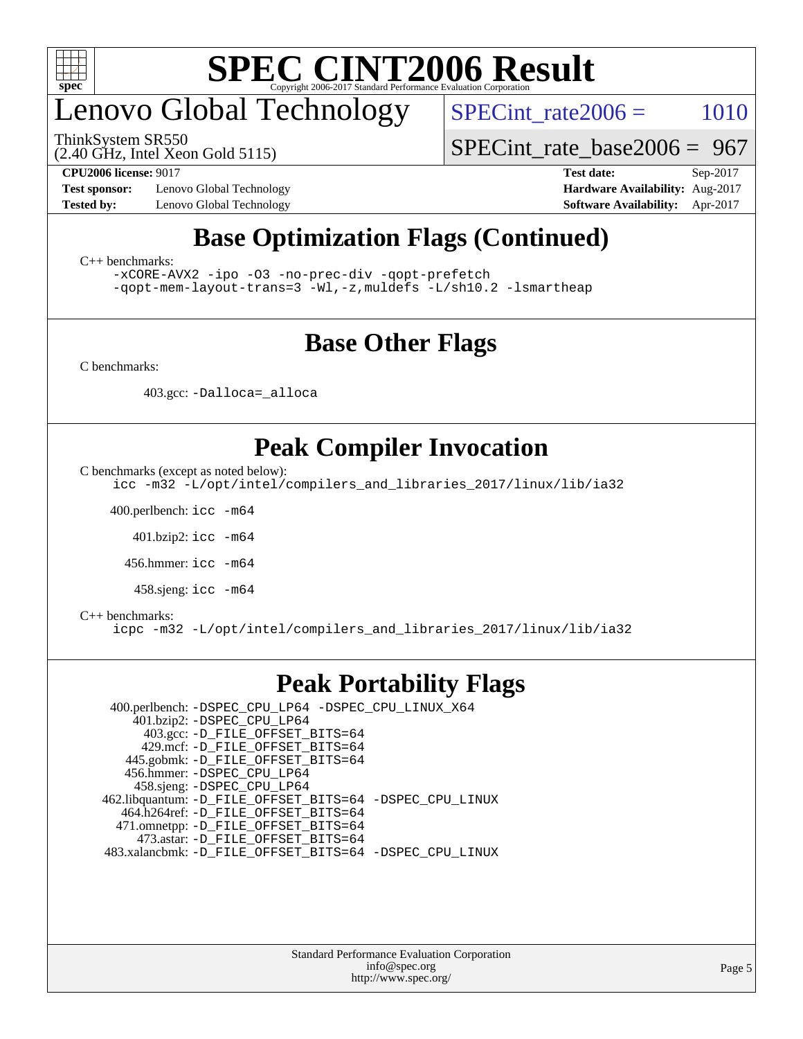# SPEC CINT2006 Result

Copyright 2006-2017 Standard Performance Evaluation Corporation

## Lenovo Global Technology

ThinkSystem SR550
(2.40 GHz, Intel Xeon Gold 5115)

SPECint_rate2006 = 1010

SPECint_rate_base2006 = 967

**CPU2006 license:** 9017
**Test sponsor:** Lenovo Global Technology
**Tested by:** Lenovo Global Technology

**Test date:** Sep-2017
**Hardware Availability:** Aug-2017
**Software Availability:** Apr-2017

## Base Optimization Flags (Continued)

C++ benchmarks:

```
-xCORE-AVX2 -ipo -O3 -no-prec-div -qopt-prefetch
-qopt-mem-layout-trans=3 -Wl,-z,muldefs -L/sh10.2 -lsmartheap
```

## Base Other Flags

C benchmarks:

403.gcc: `-Dalloca=_alloca`

## Peak Compiler Invocation

C benchmarks (except as noted below):

```
icc -m32 -L/opt/intel/compilers_and_libraries_2017/linux/lib/ia32
```

400.perlbench: `icc -m64`

401.bzip2: `icc -m64`

456.hmmer: `icc -m64`

458.sjeng: `icc -m64`

C++ benchmarks:

```
icpc -m32 -L/opt/intel/compilers_and_libraries_2017/linux/lib/ia32
```

## Peak Portability Flags

400.perlbench: `-DSPEC_CPU_LP64 -DSPEC_CPU_LINUX_X64`
401.bzip2: `-DSPEC_CPU_LP64`
403.gcc: `-D_FILE_OFFSET_BITS=64`
429.mcf: `-D_FILE_OFFSET_BITS=64`
445.gobmk: `-D_FILE_OFFSET_BITS=64`
456.hmmer: `-DSPEC_CPU_LP64`
458.sjeng: `-DSPEC_CPU_LP64`
462.libquantum: `-D_FILE_OFFSET_BITS=64 -DSPEC_CPU_LINUX`
464.h264ref: `-D_FILE_OFFSET_BITS=64`
471.omnetpp: `-D_FILE_OFFSET_BITS=64`
473.astar: `-D_FILE_OFFSET_BITS=64`
483.xalancbmk: `-D_FILE_OFFSET_BITS=64 -DSPEC_CPU_LINUX`

Standard Performance Evaluation Corporation
info@spec.org
http://www.spec.org/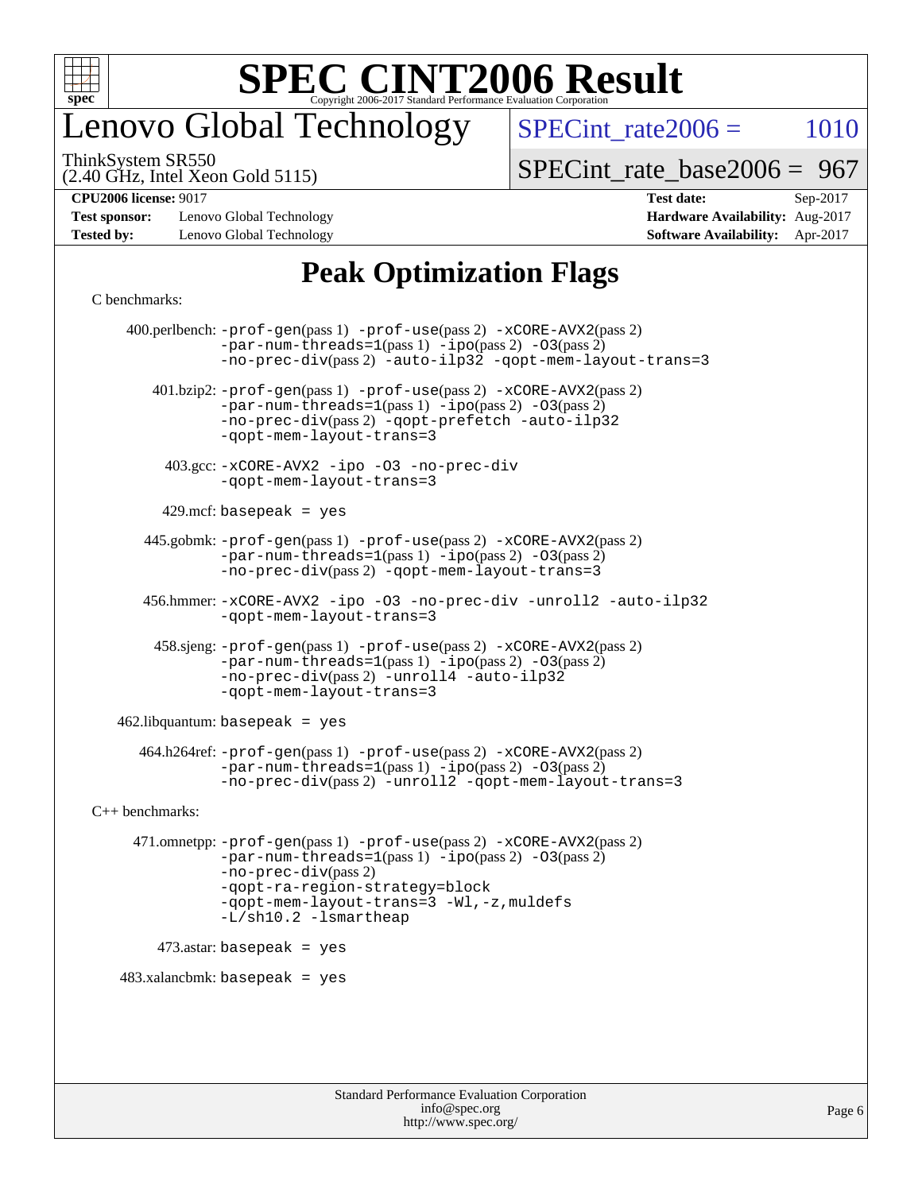# Lenovo Global Technology

ThinkSystem SR550
(2.40 GHz, Intel Xeon Gold 5115)

SPECint_rate2006 = 1010

SPECint_rate_base2006 = 967

| | | | |
|---|---|---|---|
| **CPU2006 license:** 9017 | | **Test date:** | Sep-2017 |
| **Test sponsor:** | Lenovo Global Technology | **Hardware Availability:** | Aug-2017 |
| **Tested by:** | Lenovo Global Technology | **Software Availability:** | Apr-2017 |

## Peak Optimization Flags

C benchmarks:

400.perlbench: -prof-gen(pass 1) -prof-use(pass 2) -xCORE-AVX2(pass 2) -par-num-threads=1(pass 1) -ipo(pass 2) -O3(pass 2) -no-prec-div(pass 2) -auto-ilp32 -qopt-mem-layout-trans=3

401.bzip2: -prof-gen(pass 1) -prof-use(pass 2) -xCORE-AVX2(pass 2) -par-num-threads=1(pass 1) -ipo(pass 2) -O3(pass 2) -no-prec-div(pass 2) -qopt-prefetch -auto-ilp32 -qopt-mem-layout-trans=3

403.gcc: -xCORE-AVX2 -ipo -O3 -no-prec-div -qopt-mem-layout-trans=3

429.mcf: basepeak = yes

445.gobmk: -prof-gen(pass 1) -prof-use(pass 2) -xCORE-AVX2(pass 2) -par-num-threads=1(pass 1) -ipo(pass 2) -O3(pass 2) -no-prec-div(pass 2) -qopt-mem-layout-trans=3

456.hmmer: -xCORE-AVX2 -ipo -O3 -no-prec-div -unroll2 -auto-ilp32 -qopt-mem-layout-trans=3

458.sjeng: -prof-gen(pass 1) -prof-use(pass 2) -xCORE-AVX2(pass 2) -par-num-threads=1(pass 1) -ipo(pass 2) -O3(pass 2) -no-prec-div(pass 2) -unroll4 -auto-ilp32 -qopt-mem-layout-trans=3

462.libquantum: basepeak = yes

464.h264ref: -prof-gen(pass 1) -prof-use(pass 2) -xCORE-AVX2(pass 2) -par-num-threads=1(pass 1) -ipo(pass 2) -O3(pass 2) -no-prec-div(pass 2) -unroll2 -qopt-mem-layout-trans=3

C++ benchmarks:

471.omnetpp: -prof-gen(pass 1) -prof-use(pass 2) -xCORE-AVX2(pass 2) -par-num-threads=1(pass 1) -ipo(pass 2) -O3(pass 2) -no-prec-div(pass 2) -qopt-ra-region-strategy=block -qopt-mem-layout-trans=3 -Wl,-z,muldefs -L/sh10.2 -lsmartheap

473.astar: basepeak = yes

483.xalancbmk: basepeak = yes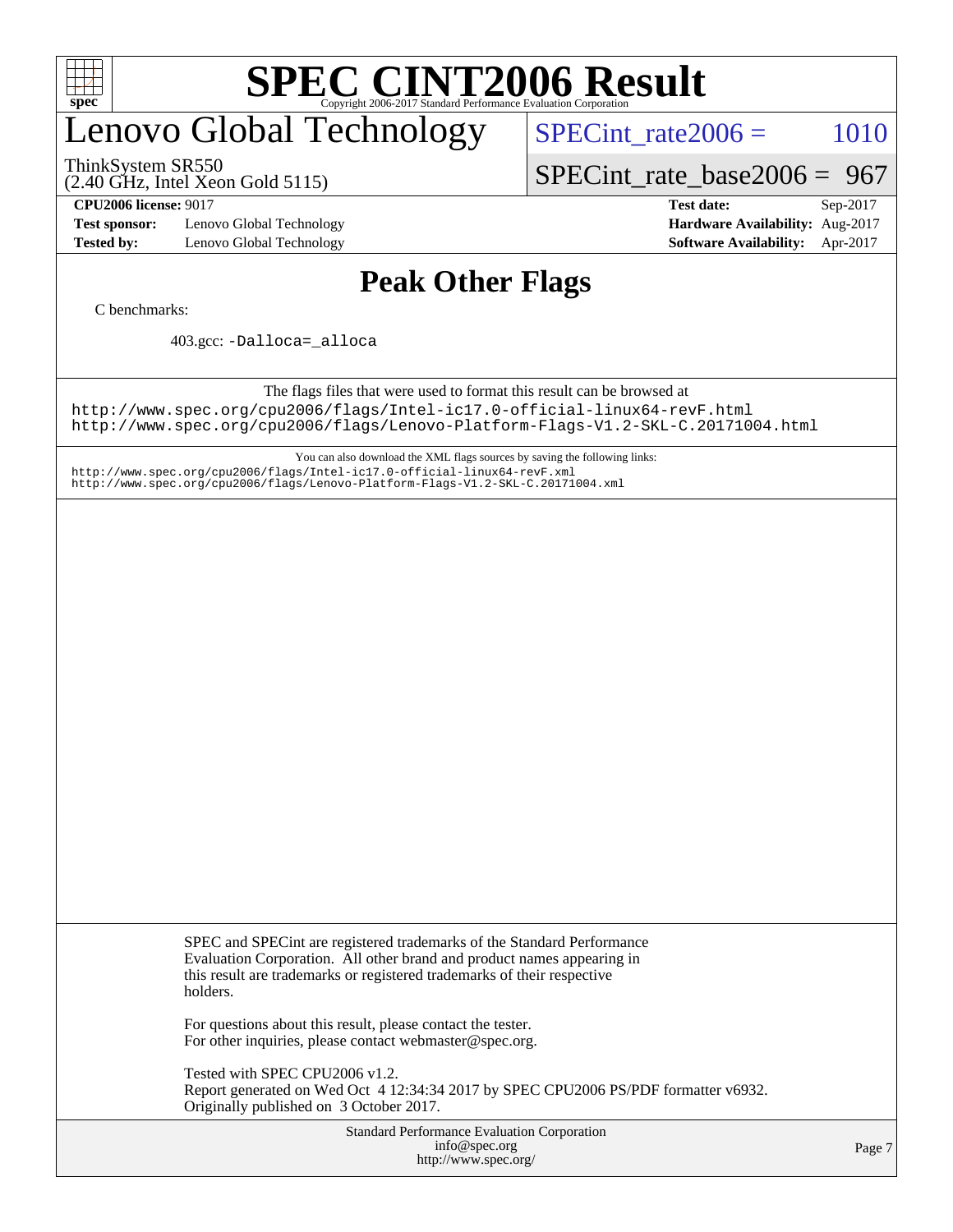# Peak Other Flags

C benchmarks:

403.gcc: -Dalloca=_alloca

The flags files that were used to format this result can be browsed at
http://www.spec.org/cpu2006/flags/Intel-ic17.0-official-linux64-revF.html
http://www.spec.org/cpu2006/flags/Lenovo-Platform-Flags-V1.2-SKL-C.20171004.html

You can also download the XML flags sources by saving the following links:
http://www.spec.org/cpu2006/flags/Intel-ic17.0-official-linux64-revF.xml
http://www.spec.org/cpu2006/flags/Lenovo-Platform-Flags-V1.2-SKL-C.20171004.xml

SPEC and SPECint are registered trademarks of the Standard Performance Evaluation Corporation. All other brand and product names appearing in this result are trademarks or registered trademarks of their respective holders.

For questions about this result, please contact the tester.
For other inquiries, please contact webmaster@spec.org.

Tested with SPEC CPU2006 v1.2.
Report generated on Wed Oct 4 12:34:34 2017 by SPEC CPU2006 PS/PDF formatter v6932.
Originally published on 3 October 2017.